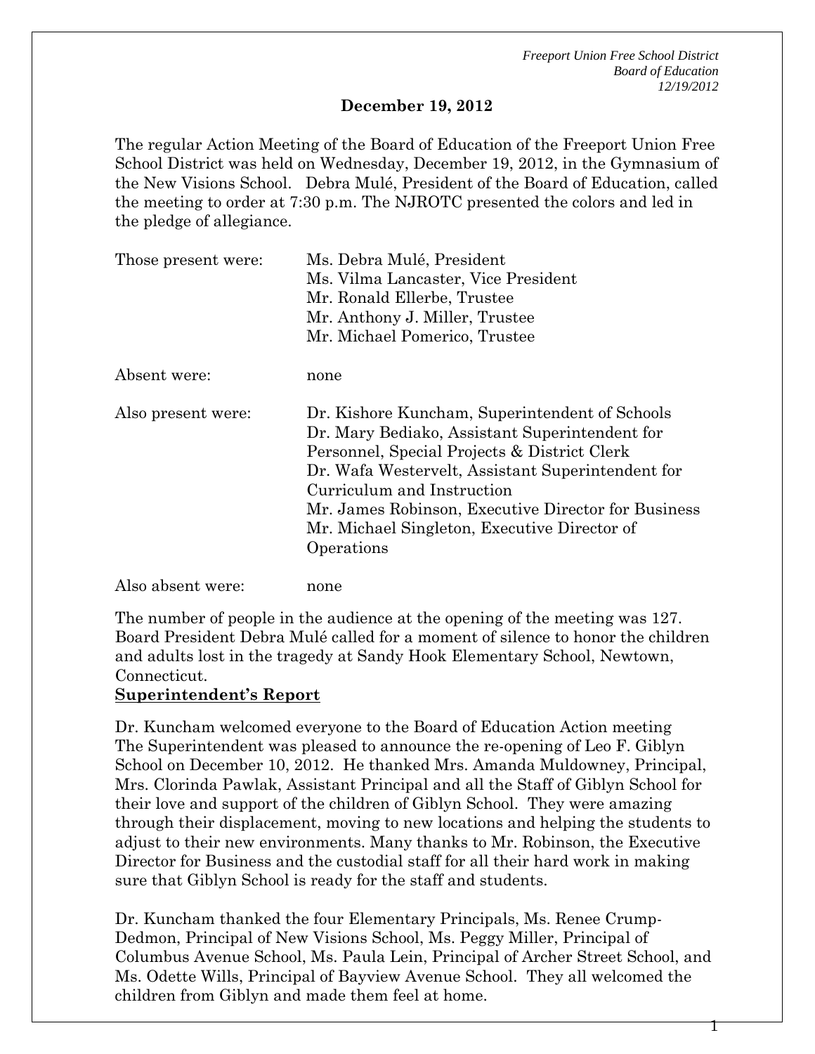**December 19, 2012**

The regular Action Meeting of the Board of Education of the Freeport Union Free School District was held on Wednesday, December 19, 2012, in the Gymnasium of the New Visions School. Debra Mulé, President of the Board of Education, called the meeting to order at 7:30 p.m. The NJROTC presented the colors and led in the pledge of allegiance.

| | |
|---|---|
| Those present were: | Ms. Debra Mulé, President<br>Ms. Vilma Lancaster, Vice President<br>Mr. Ronald Ellerbe, Trustee<br>Mr. Anthony J. Miller, Trustee<br>Mr. Michael Pomerico, Trustee |
| Absent were: | none |
| Also present were: | Dr. Kishore Kuncham, Superintendent of Schools<br>Dr. Mary Bediako, Assistant Superintendent for Personnel, Special Projects & District Clerk<br>Dr. Wafa Westervelt, Assistant Superintendent for Curriculum and Instruction<br>Mr. James Robinson, Executive Director for Business<br>Mr. Michael Singleton, Executive Director of Operations |
| Also absent were: | none |

The number of people in the audience at the opening of the meeting was 127. Board President Debra Mulé called for a moment of silence to honor the children and adults lost in the tragedy at Sandy Hook Elementary School, Newtown, Connecticut.

**Superintendent's Report**

Dr. Kuncham welcomed everyone to the Board of Education Action meeting The Superintendent was pleased to announce the re-opening of Leo F. Giblyn School on December 10, 2012. He thanked Mrs. Amanda Muldowney, Principal, Mrs. Clorinda Pawlak, Assistant Principal and all the Staff of Giblyn School for their love and support of the children of Giblyn School. They were amazing through their displacement, moving to new locations and helping the students to adjust to their new environments. Many thanks to Mr. Robinson, the Executive Director for Business and the custodial staff for all their hard work in making sure that Giblyn School is ready for the staff and students.

Dr. Kuncham thanked the four Elementary Principals, Ms. Renee Crump-Dedmon, Principal of New Visions School, Ms. Peggy Miller, Principal of Columbus Avenue School, Ms. Paula Lein, Principal of Archer Street School, and Ms. Odette Wills, Principal of Bayview Avenue School. They all welcomed the children from Giblyn and made them feel at home.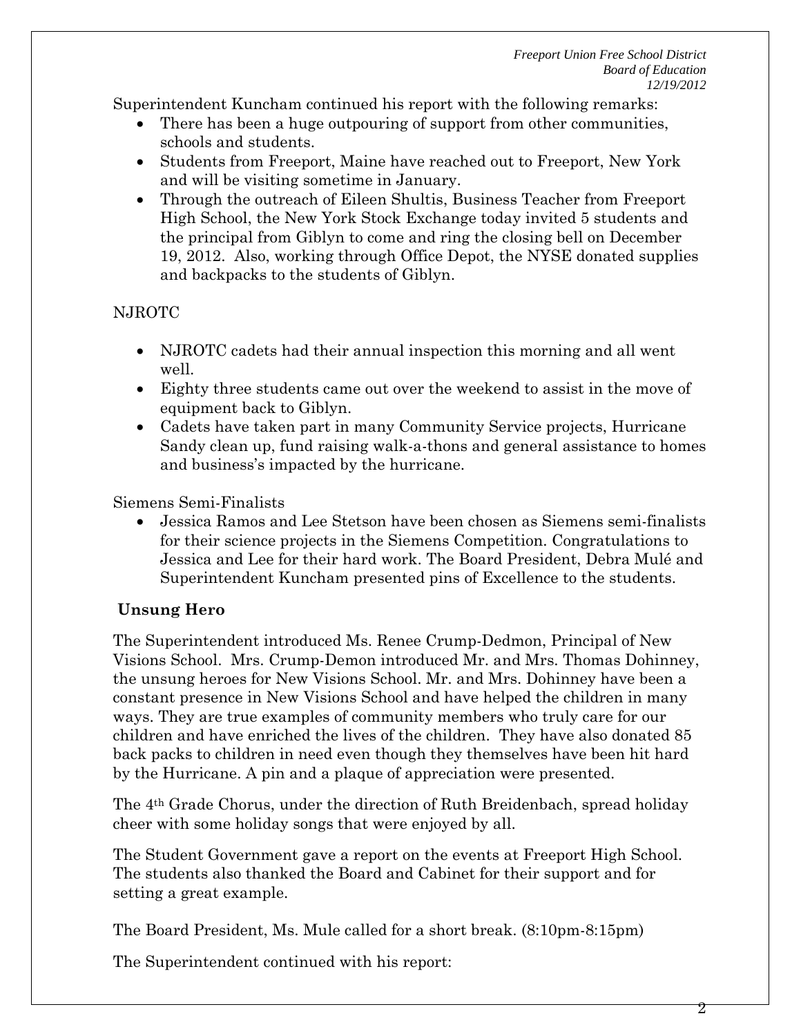Superintendent Kuncham continued his report with the following remarks:

- There has been a huge outpouring of support from other communities, schools and students.
- Students from Freeport, Maine have reached out to Freeport, New York and will be visiting sometime in January.
- Through the outreach of Eileen Shultis, Business Teacher from Freeport High School, the New York Stock Exchange today invited 5 students and the principal from Giblyn to come and ring the closing bell on December 19, 2012. Also, working through Office Depot, the NYSE donated supplies and backpacks to the students of Giblyn.

NJROTC

- NJROTC cadets had their annual inspection this morning and all went well.
- Eighty three students came out over the weekend to assist in the move of equipment back to Giblyn.
- Cadets have taken part in many Community Service projects, Hurricane Sandy clean up, fund raising walk-a-thons and general assistance to homes and business's impacted by the hurricane.

Siemens Semi-Finalists

- Jessica Ramos and Lee Stetson have been chosen as Siemens semi-finalists for their science projects in the Siemens Competition. Congratulations to Jessica and Lee for their hard work. The Board President, Debra Mulé and Superintendent Kuncham presented pins of Excellence to the students.

**Unsung Hero**

The Superintendent introduced Ms. Renee Crump-Dedmon, Principal of New Visions School. Mrs. Crump-Demon introduced Mr. and Mrs. Thomas Dohinney, the unsung heroes for New Visions School. Mr. and Mrs. Dohinney have been a constant presence in New Visions School and have helped the children in many ways. They are true examples of community members who truly care for our children and have enriched the lives of the children. They have also donated 85 back packs to children in need even though they themselves have been hit hard by the Hurricane. A pin and a plaque of appreciation were presented.

The 4th Grade Chorus, under the direction of Ruth Breidenbach, spread holiday cheer with some holiday songs that were enjoyed by all.

The Student Government gave a report on the events at Freeport High School. The students also thanked the Board and Cabinet for their support and for setting a great example.

The Board President, Ms. Mule called for a short break. (8:10pm-8:15pm)

The Superintendent continued with his report: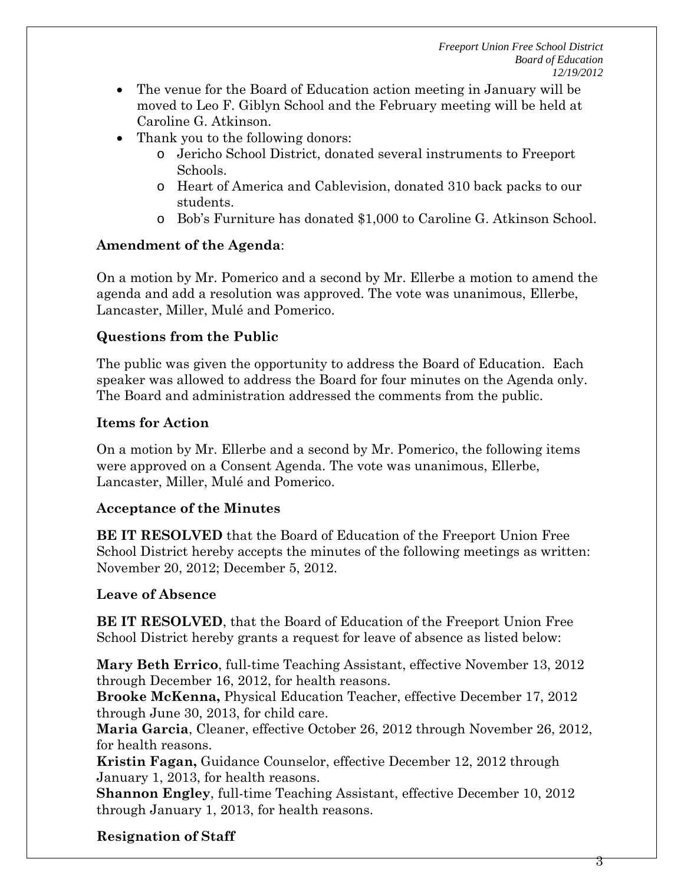- The venue for the Board of Education action meeting in January will be moved to Leo F. Giblyn School and the February meeting will be held at Caroline G. Atkinson.
- Thank you to the following donors:
  - Jericho School District, donated several instruments to Freeport Schools.
  - Heart of America and Cablevision, donated 310 back packs to our students.
  - Bob's Furniture has donated $1,000 to Caroline G. Atkinson School.

**Amendment of the Agenda**:

On a motion by Mr. Pomerico and a second by Mr. Ellerbe a motion to amend the agenda and add a resolution was approved. The vote was unanimous, Ellerbe, Lancaster, Miller, Mulé and Pomerico.

**Questions from the Public**

The public was given the opportunity to address the Board of Education. Each speaker was allowed to address the Board for four minutes on the Agenda only. The Board and administration addressed the comments from the public.

**Items for Action**

On a motion by Mr. Ellerbe and a second by Mr. Pomerico, the following items were approved on a Consent Agenda. The vote was unanimous, Ellerbe, Lancaster, Miller, Mulé and Pomerico.

**Acceptance of the Minutes**

**BE IT RESOLVED** that the Board of Education of the Freeport Union Free School District hereby accepts the minutes of the following meetings as written: November 20, 2012; December 5, 2012.

**Leave of Absence**

**BE IT RESOLVED**, that the Board of Education of the Freeport Union Free School District hereby grants a request for leave of absence as listed below:

**Mary Beth Errico**, full-time Teaching Assistant, effective November 13, 2012 through December 16, 2012, for health reasons.
**Brooke McKenna,** Physical Education Teacher, effective December 17, 2012 through June 30, 2013, for child care.
**Maria Garcia**, Cleaner, effective October 26, 2012 through November 26, 2012, for health reasons.
**Kristin Fagan,** Guidance Counselor, effective December 12, 2012 through January 1, 2013, for health reasons.
**Shannon Engley**, full-time Teaching Assistant, effective December 10, 2012 through January 1, 2013, for health reasons.

**Resignation of Staff**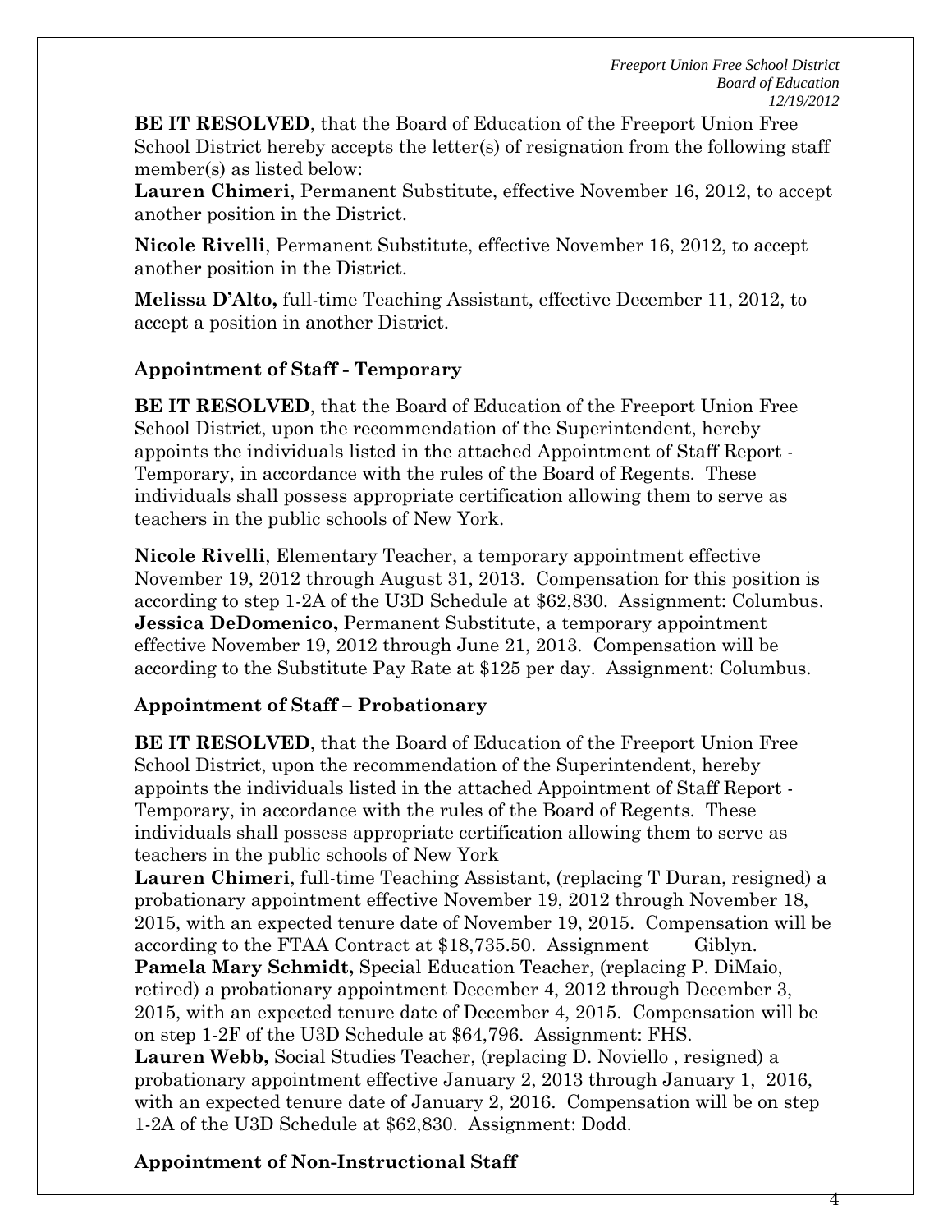**BE IT RESOLVED**, that the Board of Education of the Freeport Union Free School District hereby accepts the letter(s) of resignation from the following staff member(s) as listed below:

**Lauren Chimeri**, Permanent Substitute, effective November 16, 2012, to accept another position in the District.

**Nicole Rivelli**, Permanent Substitute, effective November 16, 2012, to accept another position in the District.

**Melissa D'Alto,** full-time Teaching Assistant, effective December 11, 2012, to accept a position in another District.

### Appointment of Staff - Temporary

**BE IT RESOLVED**, that the Board of Education of the Freeport Union Free School District, upon the recommendation of the Superintendent, hereby appoints the individuals listed in the attached Appointment of Staff Report - Temporary, in accordance with the rules of the Board of Regents. These individuals shall possess appropriate certification allowing them to serve as teachers in the public schools of New York.

**Nicole Rivelli**, Elementary Teacher, a temporary appointment effective November 19, 2012 through August 31, 2013. Compensation for this position is according to step 1-2A of the U3D Schedule at $62,830. Assignment: Columbus.
**Jessica DeDomenico,** Permanent Substitute, a temporary appointment effective November 19, 2012 through June 21, 2013. Compensation will be according to the Substitute Pay Rate at $125 per day. Assignment: Columbus.

### Appointment of Staff – Probationary

**BE IT RESOLVED**, that the Board of Education of the Freeport Union Free School District, upon the recommendation of the Superintendent, hereby appoints the individuals listed in the attached Appointment of Staff Report - Temporary, in accordance with the rules of the Board of Regents. These individuals shall possess appropriate certification allowing them to serve as teachers in the public schools of New York

**Lauren Chimeri**, full-time Teaching Assistant, (replacing T Duran, resigned) a probationary appointment effective November 19, 2012 through November 18, 2015, with an expected tenure date of November 19, 2015. Compensation will be according to the FTAA Contract at $18,735.50. Assignment Giblyn.
**Pamela Mary Schmidt,** Special Education Teacher, (replacing P. DiMaio, retired) a probationary appointment December 4, 2012 through December 3, 2015, with an expected tenure date of December 4, 2015. Compensation will be on step 1-2F of the U3D Schedule at $64,796. Assignment: FHS.
**Lauren Webb,** Social Studies Teacher, (replacing D. Noviello , resigned) a probationary appointment effective January 2, 2013 through January 1, 2016, with an expected tenure date of January 2, 2016. Compensation will be on step 1-2A of the U3D Schedule at $62,830. Assignment: Dodd.

### Appointment of Non-Instructional Staff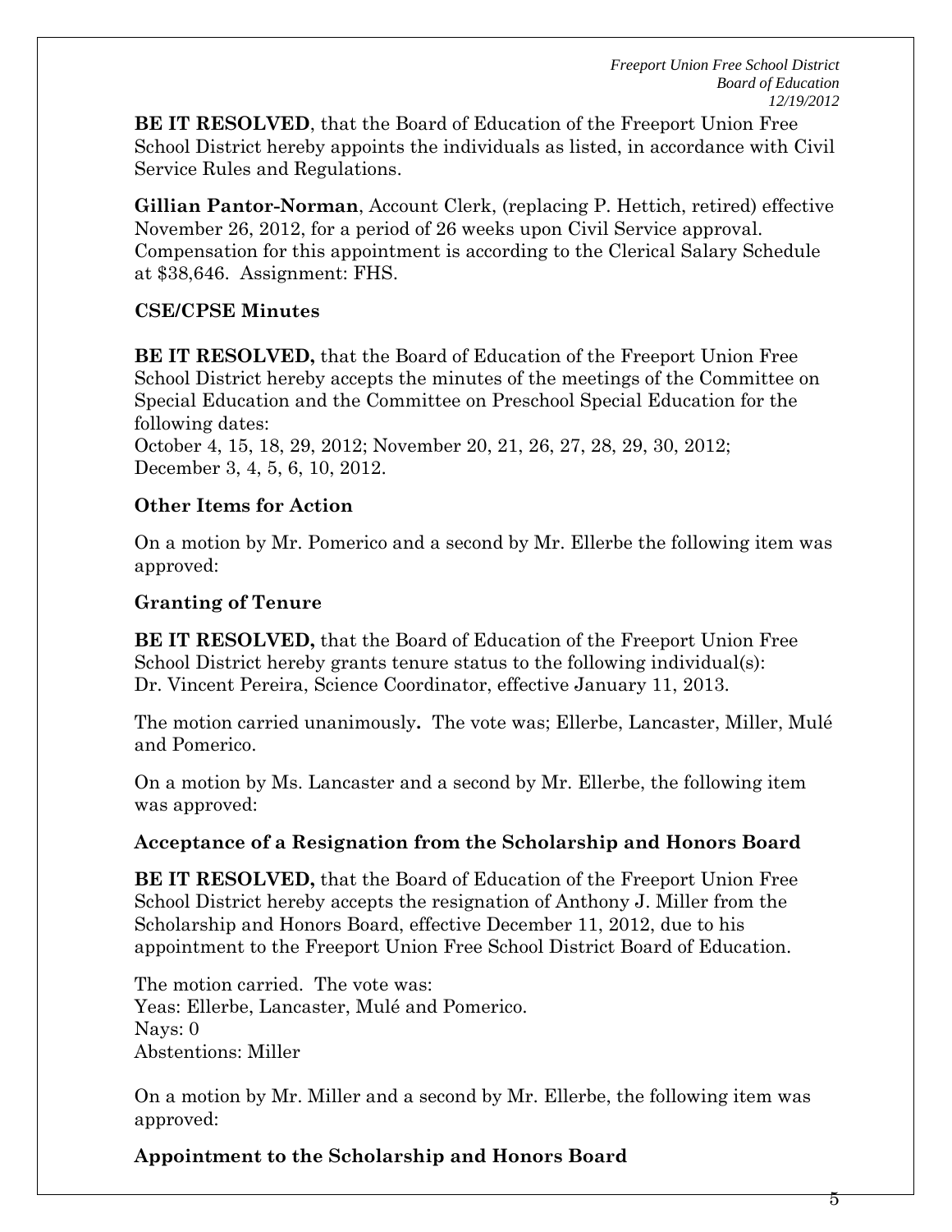**BE IT RESOLVED**, that the Board of Education of the Freeport Union Free School District hereby appoints the individuals as listed, in accordance with Civil Service Rules and Regulations.

**Gillian Pantor-Norman**, Account Clerk, (replacing P. Hettich, retired) effective November 26, 2012, for a period of 26 weeks upon Civil Service approval. Compensation for this appointment is according to the Clerical Salary Schedule at $38,646. Assignment: FHS.

**CSE/CPSE Minutes**

**BE IT RESOLVED,** that the Board of Education of the Freeport Union Free School District hereby accepts the minutes of the meetings of the Committee on Special Education and the Committee on Preschool Special Education for the following dates:
October 4, 15, 18, 29, 2012; November 20, 21, 26, 27, 28, 29, 30, 2012; December 3, 4, 5, 6, 10, 2012.

**Other Items for Action**

On a motion by Mr. Pomerico and a second by Mr. Ellerbe the following item was approved:

**Granting of Tenure**

**BE IT RESOLVED,** that the Board of Education of the Freeport Union Free School District hereby grants tenure status to the following individual(s):
Dr. Vincent Pereira, Science Coordinator, effective January 11, 2013.

The motion carried unanimously**.** The vote was; Ellerbe, Lancaster, Miller, Mulé and Pomerico.

On a motion by Ms. Lancaster and a second by Mr. Ellerbe, the following item was approved:

**Acceptance of a Resignation from the Scholarship and Honors Board**

**BE IT RESOLVED,** that the Board of Education of the Freeport Union Free School District hereby accepts the resignation of Anthony J. Miller from the Scholarship and Honors Board, effective December 11, 2012, due to his appointment to the Freeport Union Free School District Board of Education.

The motion carried. The vote was:
Yeas: Ellerbe, Lancaster, Mulé and Pomerico.
Nays: 0
Abstentions: Miller

On a motion by Mr. Miller and a second by Mr. Ellerbe, the following item was approved:

**Appointment to the Scholarship and Honors Board**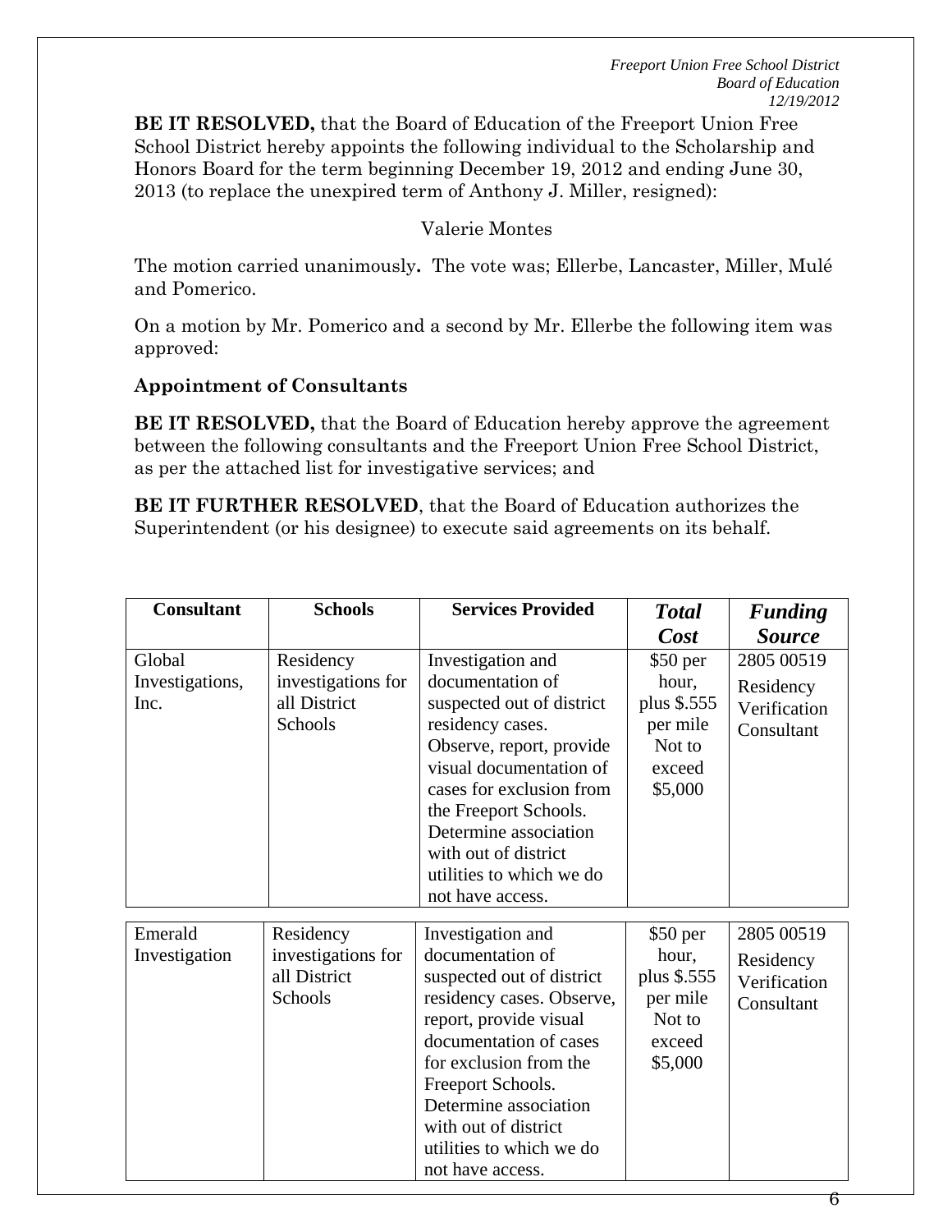**BE IT RESOLVED,** that the Board of Education of the Freeport Union Free School District hereby appoints the following individual to the Scholarship and Honors Board for the term beginning December 19, 2012 and ending June 30, 2013 (to replace the unexpired term of Anthony J. Miller, resigned):

Valerie Montes

The motion carried unanimously**.** The vote was; Ellerbe, Lancaster, Miller, Mulé and Pomerico.

On a motion by Mr. Pomerico and a second by Mr. Ellerbe the following item was approved:

**Appointment of Consultants**

**BE IT RESOLVED,** that the Board of Education hereby approve the agreement between the following consultants and the Freeport Union Free School District, as per the attached list for investigative services; and

**BE IT FURTHER RESOLVED**, that the Board of Education authorizes the Superintendent (or his designee) to execute said agreements on its behalf.

| Consultant | Schools | Services Provided | *Total Cost* | *Funding Source* |
|---|---|---|---|---|
| Global Investigations, Inc. | Residency investigations for all District Schools | Investigation and documentation of suspected out of district residency cases. Observe, report, provide visual documentation of cases for exclusion from the Freeport Schools. Determine association with out of district utilities to which we do not have access. | $50 per hour, plus $.555 per mile Not to exceed $5,000 | 2805 00519 Residency Verification Consultant |
| Emerald Investigation | Residency investigations for all District Schools | Investigation and documentation of suspected out of district residency cases. Observe, report, provide visual documentation of cases for exclusion from the Freeport Schools. Determine association with out of district utilities to which we do not have access. | $50 per hour, plus $.555 per mile Not to exceed $5,000 | 2805 00519 Residency Verification Consultant |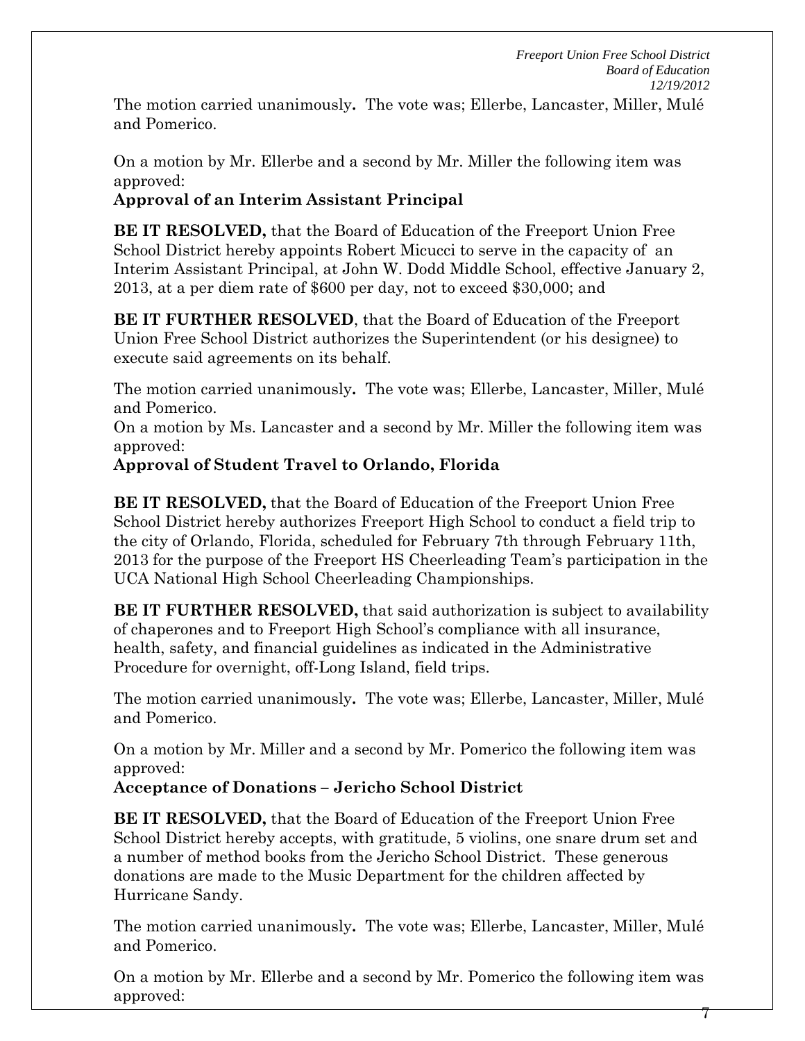The motion carried unanimously**.** The vote was; Ellerbe, Lancaster, Miller, Mulé and Pomerico.

On a motion by Mr. Ellerbe and a second by Mr. Miller the following item was approved:

**Approval of an Interim Assistant Principal**

**BE IT RESOLVED,** that the Board of Education of the Freeport Union Free School District hereby appoints Robert Micucci to serve in the capacity of an Interim Assistant Principal, at John W. Dodd Middle School, effective January 2, 2013, at a per diem rate of $600 per day, not to exceed $30,000; and

**BE IT FURTHER RESOLVED**, that the Board of Education of the Freeport Union Free School District authorizes the Superintendent (or his designee) to execute said agreements on its behalf.

The motion carried unanimously**.** The vote was; Ellerbe, Lancaster, Miller, Mulé and Pomerico.

On a motion by Ms. Lancaster and a second by Mr. Miller the following item was approved:

**Approval of Student Travel to Orlando, Florida**

**BE IT RESOLVED,** that the Board of Education of the Freeport Union Free School District hereby authorizes Freeport High School to conduct a field trip to the city of Orlando, Florida, scheduled for February 7th through February 11th, 2013 for the purpose of the Freeport HS Cheerleading Team's participation in the UCA National High School Cheerleading Championships.

**BE IT FURTHER RESOLVED,** that said authorization is subject to availability of chaperones and to Freeport High School's compliance with all insurance, health, safety, and financial guidelines as indicated in the Administrative Procedure for overnight, off-Long Island, field trips.

The motion carried unanimously**.** The vote was; Ellerbe, Lancaster, Miller, Mulé and Pomerico.

On a motion by Mr. Miller and a second by Mr. Pomerico the following item was approved:

**Acceptance of Donations – Jericho School District**

**BE IT RESOLVED,** that the Board of Education of the Freeport Union Free School District hereby accepts, with gratitude, 5 violins, one snare drum set and a number of method books from the Jericho School District. These generous donations are made to the Music Department for the children affected by Hurricane Sandy.

The motion carried unanimously**.** The vote was; Ellerbe, Lancaster, Miller, Mulé and Pomerico.

On a motion by Mr. Ellerbe and a second by Mr. Pomerico the following item was approved: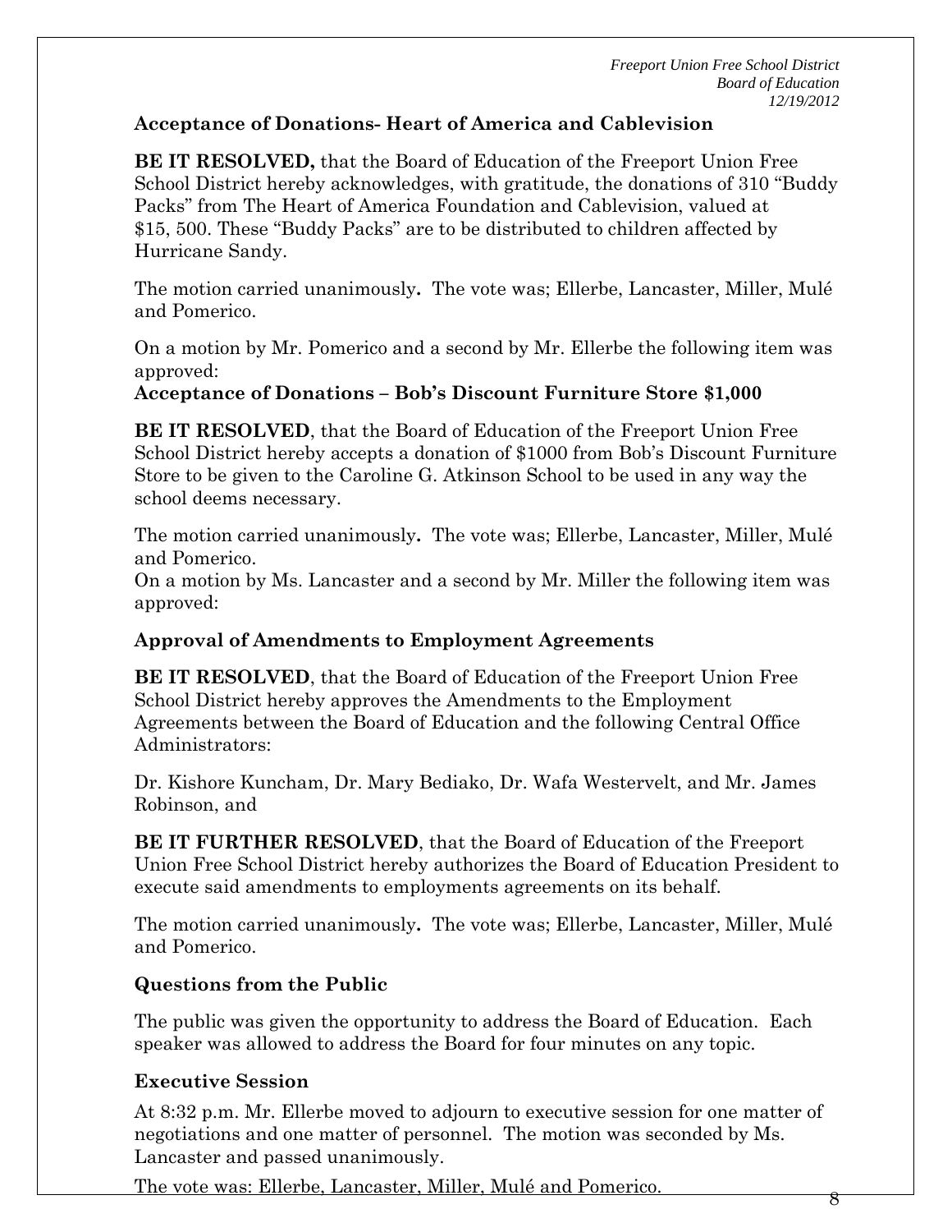**Acceptance of Donations- Heart of America and Cablevision**

**BE IT RESOLVED,** that the Board of Education of the Freeport Union Free School District hereby acknowledges, with gratitude, the donations of 310 "Buddy Packs" from The Heart of America Foundation and Cablevision, valued at $15, 500. These "Buddy Packs" are to be distributed to children affected by Hurricane Sandy.

The motion carried unanimously**.** The vote was; Ellerbe, Lancaster, Miller, Mulé and Pomerico.

On a motion by Mr. Pomerico and a second by Mr. Ellerbe the following item was approved:

**Acceptance of Donations – Bob's Discount Furniture Store $1,000**

**BE IT RESOLVED**, that the Board of Education of the Freeport Union Free School District hereby accepts a donation of $1000 from Bob's Discount Furniture Store to be given to the Caroline G. Atkinson School to be used in any way the school deems necessary.

The motion carried unanimously**.** The vote was; Ellerbe, Lancaster, Miller, Mulé and Pomerico.

On a motion by Ms. Lancaster and a second by Mr. Miller the following item was approved:

**Approval of Amendments to Employment Agreements**

**BE IT RESOLVED**, that the Board of Education of the Freeport Union Free School District hereby approves the Amendments to the Employment Agreements between the Board of Education and the following Central Office Administrators:

Dr. Kishore Kuncham, Dr. Mary Bediako, Dr. Wafa Westervelt, and Mr. James Robinson, and

**BE IT FURTHER RESOLVED**, that the Board of Education of the Freeport Union Free School District hereby authorizes the Board of Education President to execute said amendments to employments agreements on its behalf.

The motion carried unanimously**.** The vote was; Ellerbe, Lancaster, Miller, Mulé and Pomerico.

**Questions from the Public**

The public was given the opportunity to address the Board of Education. Each speaker was allowed to address the Board for four minutes on any topic.

**Executive Session**

At 8:32 p.m. Mr. Ellerbe moved to adjourn to executive session for one matter of negotiations and one matter of personnel. The motion was seconded by Ms. Lancaster and passed unanimously.

The vote was: Ellerbe, Lancaster, Miller, Mulé and Pomerico.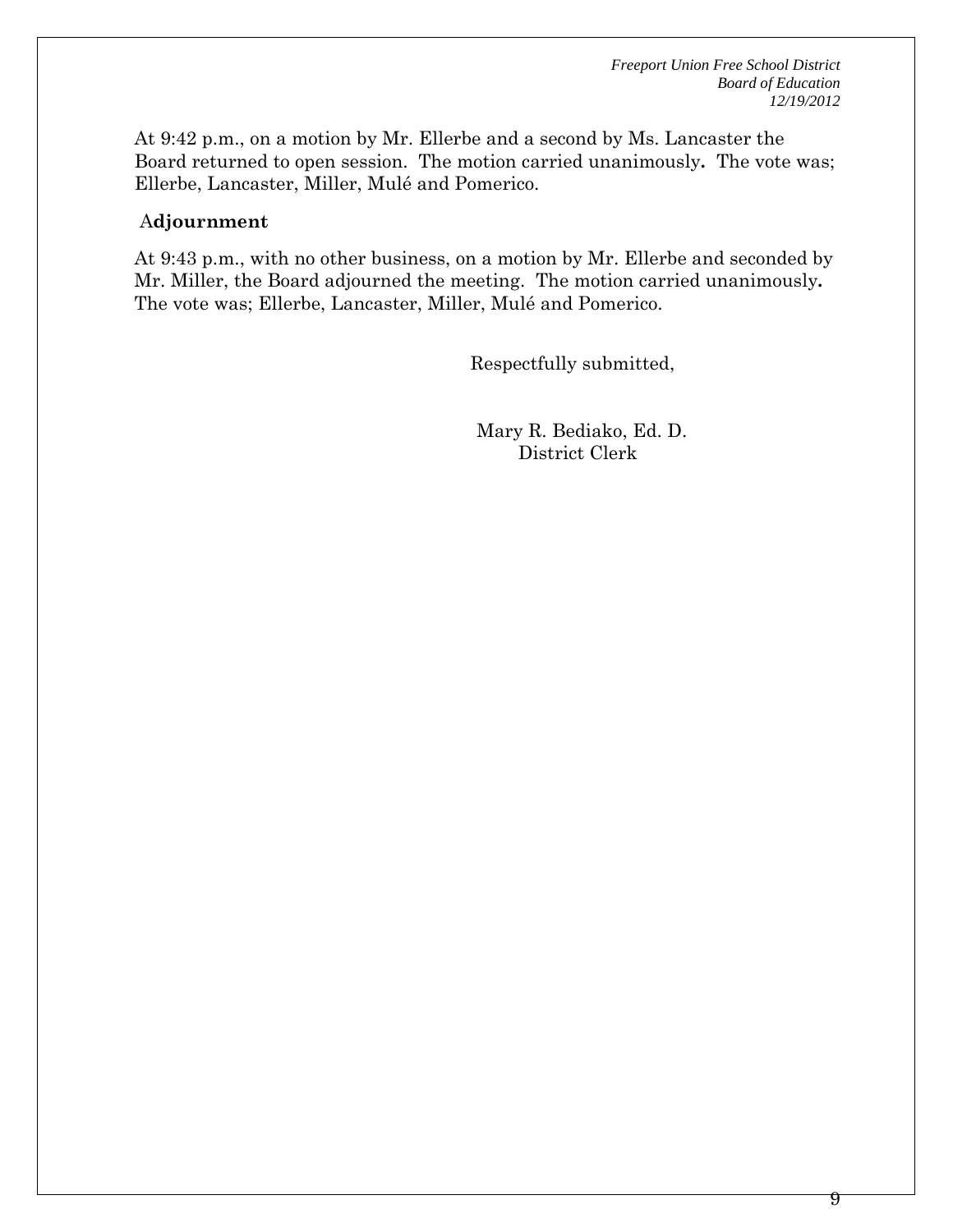At 9:42 p.m., on a motion by Mr. Ellerbe and a second by Ms. Lancaster the Board returned to open session. The motion carried unanimously**.** The vote was; Ellerbe, Lancaster, Miller, Mulé and Pomerico.

**Adjournment**

At 9:43 p.m., with no other business, on a motion by Mr. Ellerbe and seconded by Mr. Miller, the Board adjourned the meeting. The motion carried unanimously**.** The vote was; Ellerbe, Lancaster, Miller, Mulé and Pomerico.

Respectfully submitted,

Mary R. Bediako, Ed. D.
District Clerk